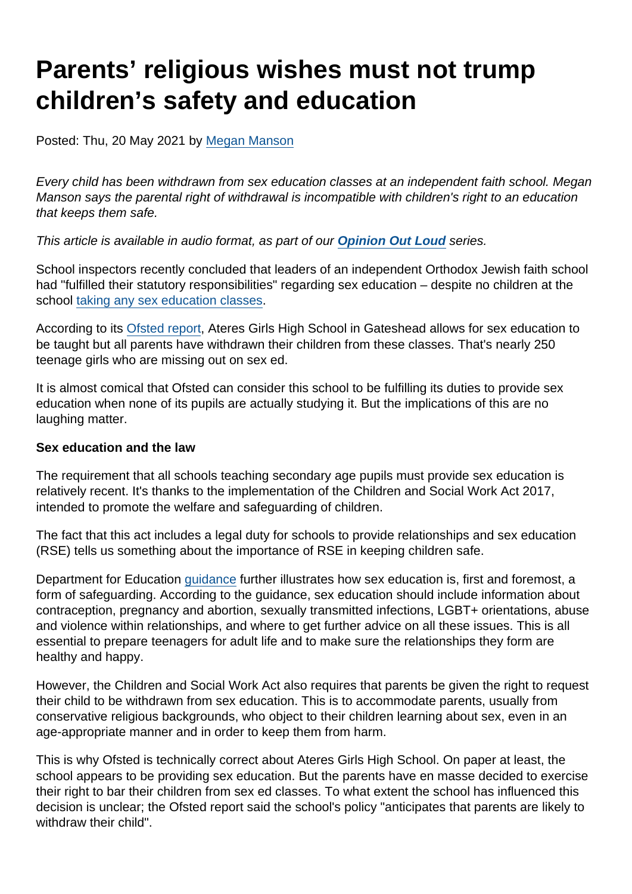# Parents' religious wishes must not trump children's safety and education

Posted: Thu, 20 May 2021 by Megan Manson

*Every child has been withdrawn from sex education classes at an independent faith school. Megan Manson says the parental right of withdrawal is incompatible with children's right to an education that keeps them safe.*

*This article is available in audio format, as part of our* ***Opinion Out Loud*** *series.*

School inspectors recently concluded that leaders of an independent Orthodox Jewish faith school had "fulfilled their statutory responsibilities" regarding sex education – despite no children at the school taking any sex education classes.

According to its Ofsted report, Ateres Girls High School in Gateshead allows for sex education to be taught but all parents have withdrawn their children from these classes. That's nearly 250 teenage girls who are missing out on sex ed.

It is almost comical that Ofsted can consider this school to be fulfilling its duties to provide sex education when none of its pupils are actually studying it. But the implications of this are no laughing matter.

**Sex education and the law**

The requirement that all schools teaching secondary age pupils must provide sex education is relatively recent. It's thanks to the implementation of the Children and Social Work Act 2017, intended to promote the welfare and safeguarding of children.

The fact that this act includes a legal duty for schools to provide relationships and sex education (RSE) tells us something about the importance of RSE in keeping children safe.

Department for Education guidance further illustrates how sex education is, first and foremost, a form of safeguarding. According to the guidance, sex education should include information about contraception, pregnancy and abortion, sexually transmitted infections, LGBT+ orientations, abuse and violence within relationships, and where to get further advice on all these issues. This is all essential to prepare teenagers for adult life and to make sure the relationships they form are healthy and happy.

However, the Children and Social Work Act also requires that parents be given the right to request their child to be withdrawn from sex education. This is to accommodate parents, usually from conservative religious backgrounds, who object to their children learning about sex, even in an age-appropriate manner and in order to keep them from harm.

This is why Ofsted is technically correct about Ateres Girls High School. On paper at least, the school appears to be providing sex education. But the parents have en masse decided to exercise their right to bar their children from sex ed classes. To what extent the school has influenced this decision is unclear; the Ofsted report said the school's policy "anticipates that parents are likely to withdraw their child".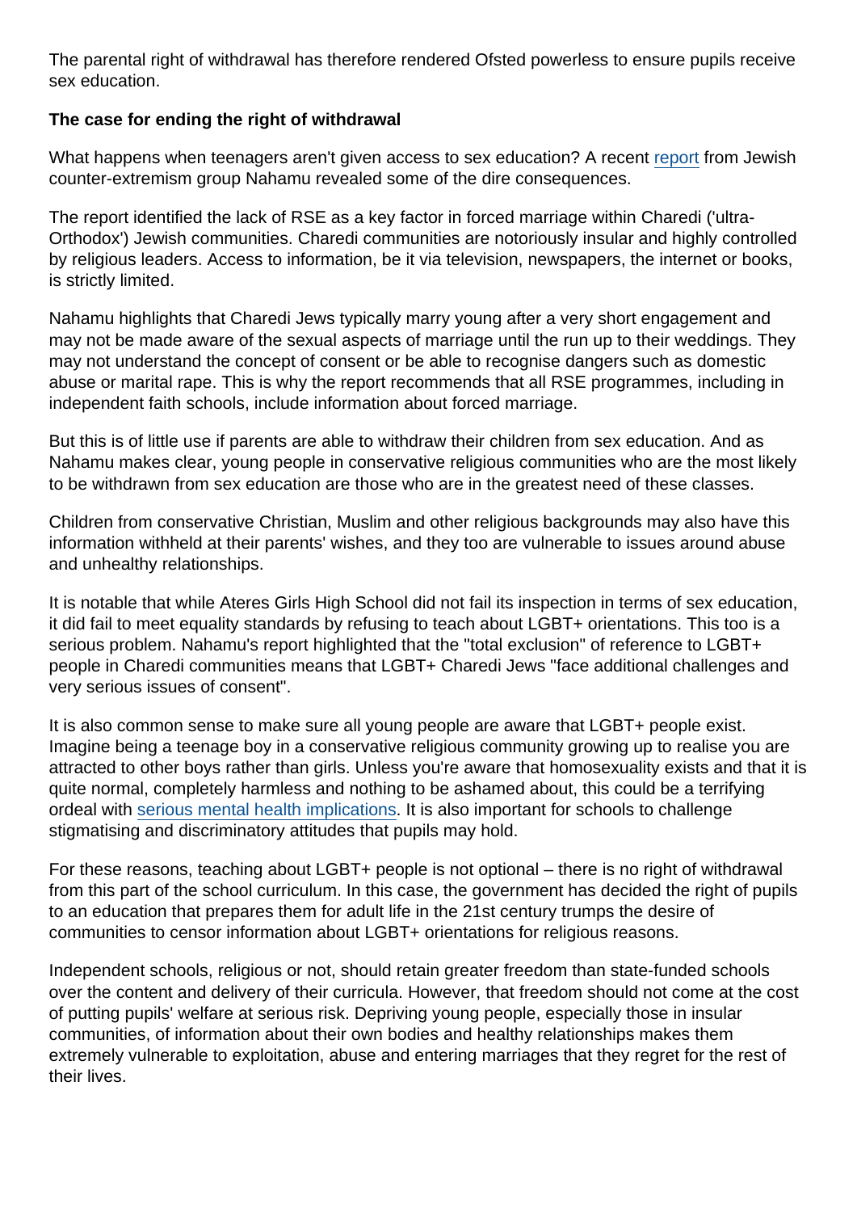The parental right of withdrawal has therefore rendered Ofsted powerless to ensure pupils receive sex education.

**The case for ending the right of withdrawal**

What happens when teenagers aren't given access to sex education? A recent report from Jewish counter-extremism group Nahamu revealed some of the dire consequences.

The report identified the lack of RSE as a key factor in forced marriage within Charedi ('ultra-Orthodox') Jewish communities. Charedi communities are notoriously insular and highly controlled by religious leaders. Access to information, be it via television, newspapers, the internet or books, is strictly limited.

Nahamu highlights that Charedi Jews typically marry young after a very short engagement and may not be made aware of the sexual aspects of marriage until the run up to their weddings. They may not understand the concept of consent or be able to recognise dangers such as domestic abuse or marital rape. This is why the report recommends that all RSE programmes, including in independent faith schools, include information about forced marriage.

But this is of little use if parents are able to withdraw their children from sex education. And as Nahamu makes clear, young people in conservative religious communities who are the most likely to be withdrawn from sex education are those who are in the greatest need of these classes.

Children from conservative Christian, Muslim and other religious backgrounds may also have this information withheld at their parents' wishes, and they too are vulnerable to issues around abuse and unhealthy relationships.

It is notable that while Ateres Girls High School did not fail its inspection in terms of sex education, it did fail to meet equality standards by refusing to teach about LGBT+ orientations. This too is a serious problem. Nahamu's report highlighted that the "total exclusion" of reference to LGBT+ people in Charedi communities means that LGBT+ Charedi Jews "face additional challenges and very serious issues of consent".

It is also common sense to make sure all young people are aware that LGBT+ people exist. Imagine being a teenage boy in a conservative religious community growing up to realise you are attracted to other boys rather than girls. Unless you're aware that homosexuality exists and that it is quite normal, completely harmless and nothing to be ashamed about, this could be a terrifying ordeal with serious mental health implications. It is also important for schools to challenge stigmatising and discriminatory attitudes that pupils may hold.

For these reasons, teaching about LGBT+ people is not optional – there is no right of withdrawal from this part of the school curriculum. In this case, the government has decided the right of pupils to an education that prepares them for adult life in the 21st century trumps the desire of communities to censor information about LGBT+ orientations for religious reasons.

Independent schools, religious or not, should retain greater freedom than state-funded schools over the content and delivery of their curricula. However, that freedom should not come at the cost of putting pupils' welfare at serious risk. Depriving young people, especially those in insular communities, of information about their own bodies and healthy relationships makes them extremely vulnerable to exploitation, abuse and entering marriages that they regret for the rest of their lives.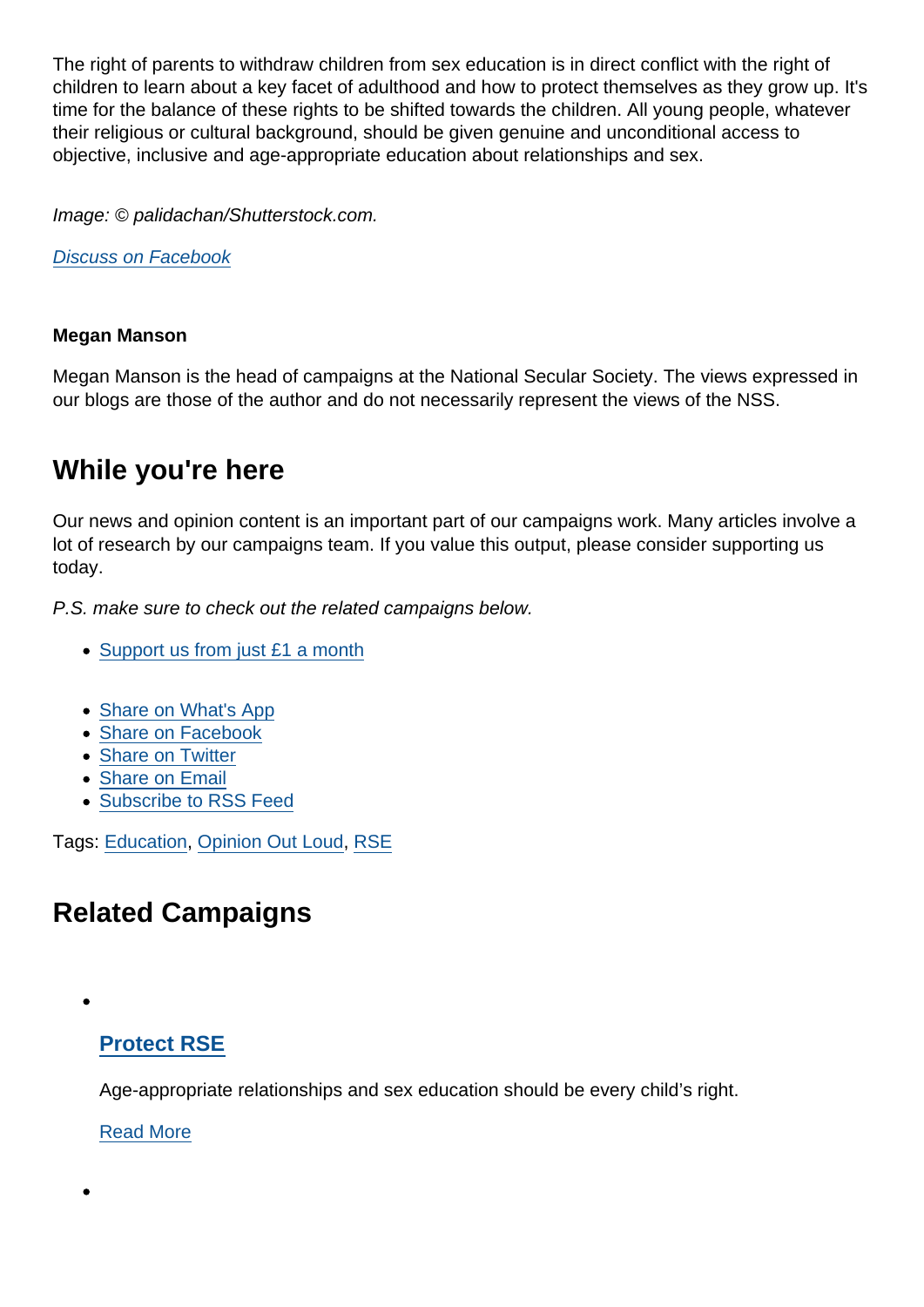The right of parents to withdraw children from sex education is in direct conflict with the right of children to learn about a key facet of adulthood and how to protect themselves as they grow up. It's time for the balance of these rights to be shifted towards the children. All young people, whatever their religious or cultural background, should be given genuine and unconditional access to objective, inclusive and age-appropriate education about relationships and sex.

*Image: © palidachan/Shutterstock.com.*

*Discuss on Facebook*

**Megan Manson**

Megan Manson is the head of campaigns at the National Secular Society. The views expressed in our blogs are those of the author and do not necessarily represent the views of the NSS.

## While you're here

Our news and opinion content is an important part of our campaigns work. Many articles involve a lot of research by our campaigns team. If you value this output, please consider supporting us today.

*P.S. make sure to check out the related campaigns below.*

- Support us from just £1 a month

- Share on What's App
- Share on Facebook
- Share on Twitter
- Share on Email
- Subscribe to RSS Feed

Tags: Education, Opinion Out Loud, RSE

## Related Campaigns

- ### Protect RSE

  Age-appropriate relationships and sex education should be every child's right.

  Read More

-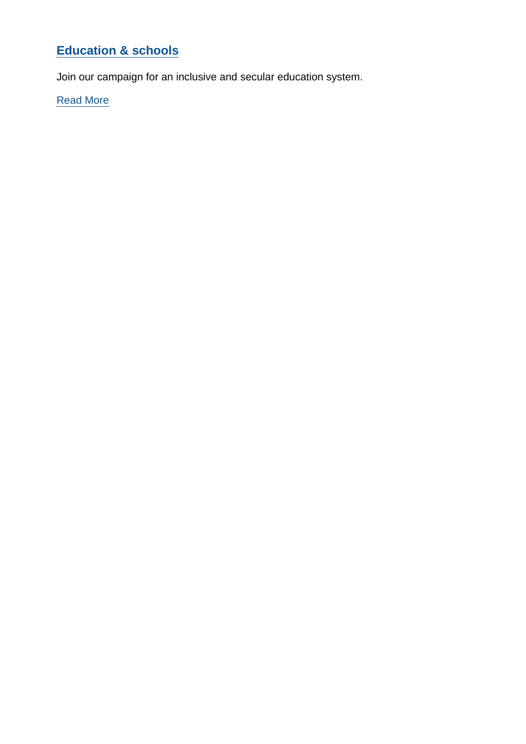### Education & schools

Join our campaign for an inclusive and secular education system.

Read More